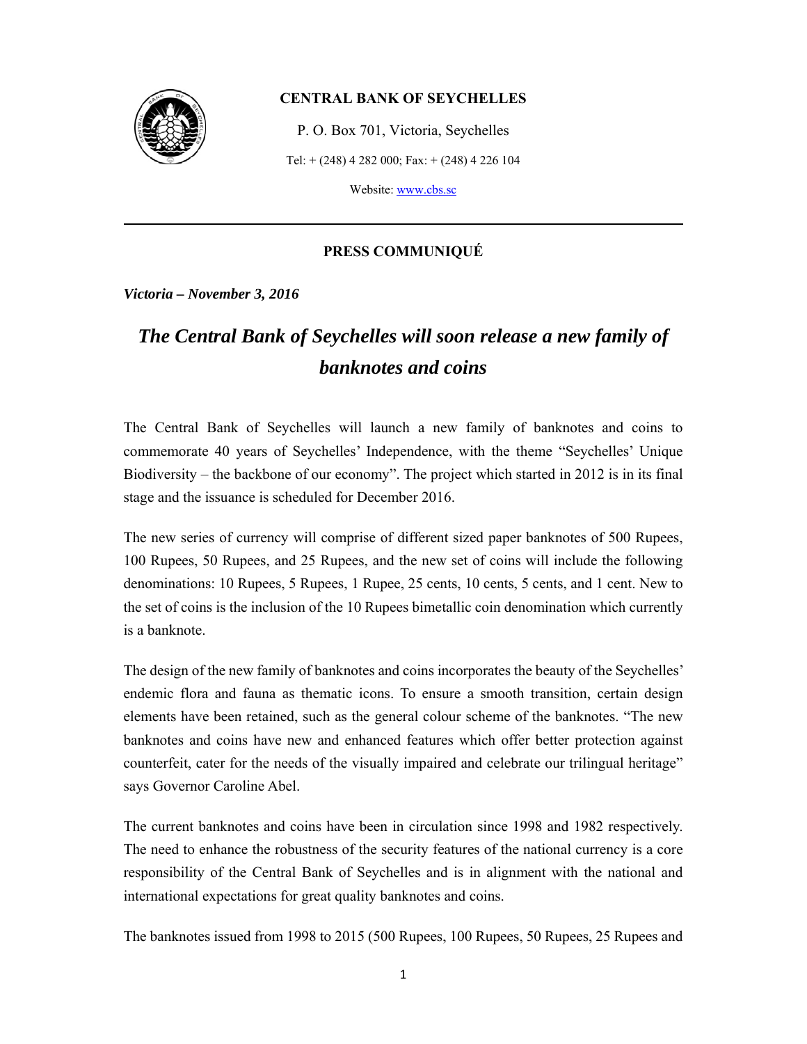**CENTRAL BANK OF SEYCHELLES**

P. O. Box 701, Victoria, Seychelles

Tel: + (248) 4 282 000; Fax: + (248) 4 226 104

Website: [www.cbs.sc](www.cbs.sc)

---

**PRESS COMMUNIQUÉ**

***Victoria – November 3, 2016***

# *The Central Bank of Seychelles will soon release a new family of banknotes and coins*

The Central Bank of Seychelles will launch a new family of banknotes and coins to commemorate 40 years of Seychelles' Independence, with the theme "Seychelles' Unique Biodiversity – the backbone of our economy". The project which started in 2012 is in its final stage and the issuance is scheduled for December 2016.

The new series of currency will comprise of different sized paper banknotes of 500 Rupees, 100 Rupees, 50 Rupees, and 25 Rupees, and the new set of coins will include the following denominations: 10 Rupees, 5 Rupees, 1 Rupee, 25 cents, 10 cents, 5 cents, and 1 cent. New to the set of coins is the inclusion of the 10 Rupees bimetallic coin denomination which currently is a banknote.

The design of the new family of banknotes and coins incorporates the beauty of the Seychelles' endemic flora and fauna as thematic icons. To ensure a smooth transition, certain design elements have been retained, such as the general colour scheme of the banknotes. "The new banknotes and coins have new and enhanced features which offer better protection against counterfeit, cater for the needs of the visually impaired and celebrate our trilingual heritage" says Governor Caroline Abel.

The current banknotes and coins have been in circulation since 1998 and 1982 respectively. The need to enhance the robustness of the security features of the national currency is a core responsibility of the Central Bank of Seychelles and is in alignment with the national and international expectations for great quality banknotes and coins.

The banknotes issued from 1998 to 2015 (500 Rupees, 100 Rupees, 50 Rupees, 25 Rupees and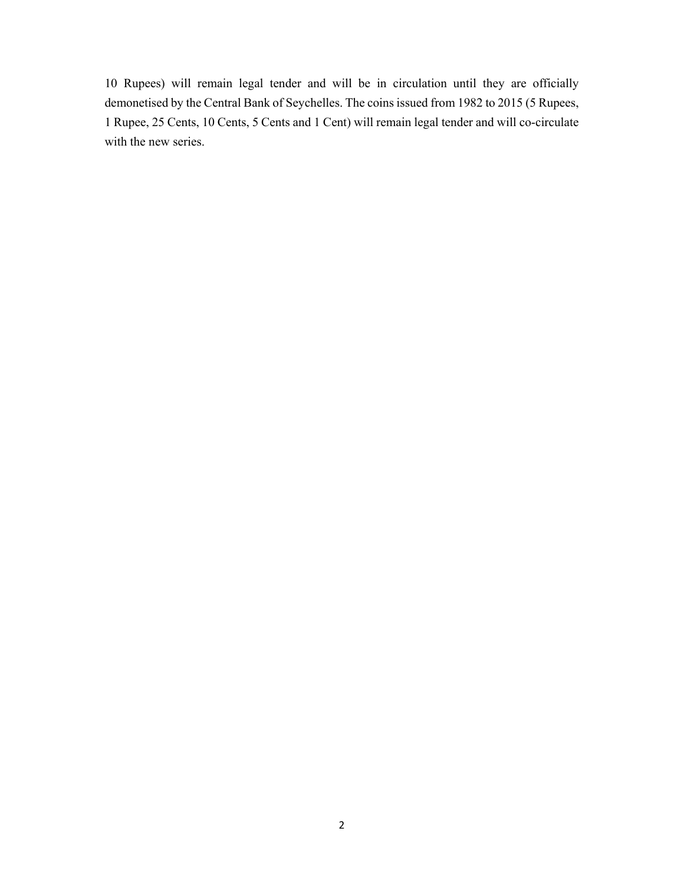10 Rupees) will remain legal tender and will be in circulation until they are officially demonetised by the Central Bank of Seychelles. The coins issued from 1982 to 2015 (5 Rupees, 1 Rupee, 25 Cents, 10 Cents, 5 Cents and 1 Cent) will remain legal tender and will co-circulate with the new series.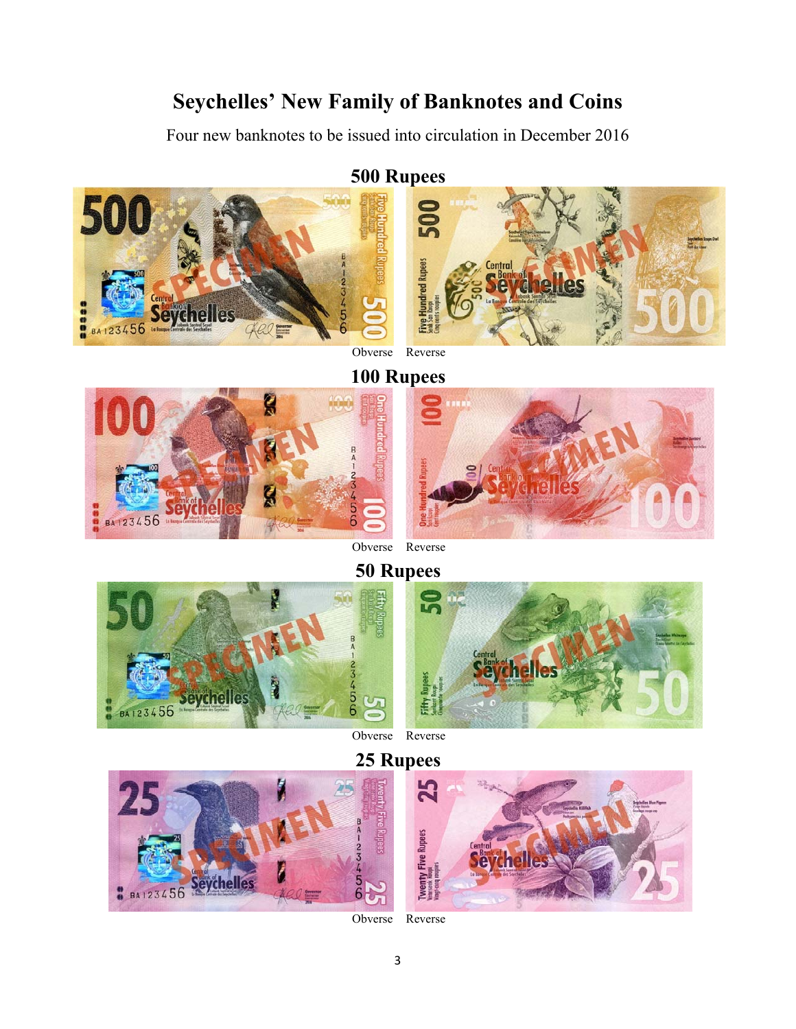# Seychelles' New Family of Banknotes and Coins

Four new banknotes to be issued into circulation in December 2016

## 500 Rupees

Obverse Reverse

## 100 Rupees

Obverse Reverse

## 50 Rupees

Obverse Reverse

## 25 Rupees

Obverse Reverse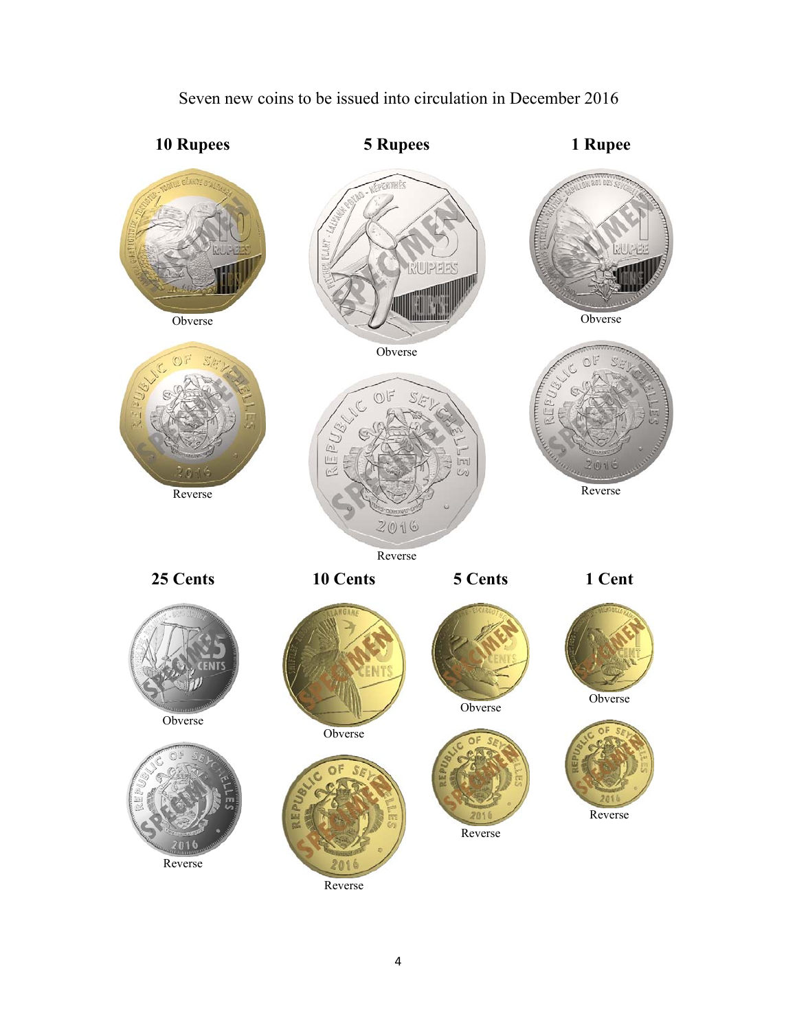Seven new coins to be issued into circulation in December 2016

**10 Rupees**

Obverse

Reverse

**5 Rupees**

Obverse

Reverse

**1 Rupee**

Obverse

Reverse

**25 Cents**

Obverse

Reverse

**10 Cents**

Obverse

Reverse

**5 Cents**

Obverse

Reverse

**1 Cent**

Obverse

Reverse